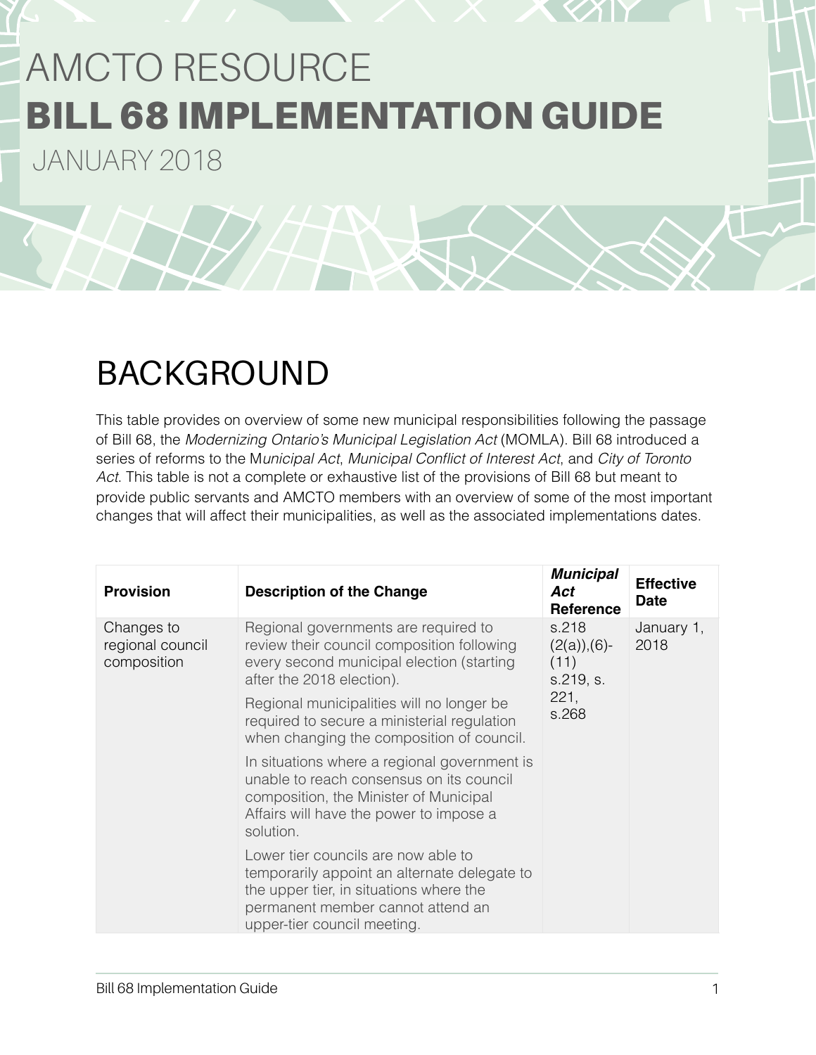# AMCTO RESOURCE

# BILL 68 IMPLEMENTATION GUIDE

JANUARY 2018

## BACKGROUND

This table provides on overview of some new municipal responsibilities following the passage of Bill 68, the *Modernizing Ontario's Municipal Legislation Act* (MOMLA). Bill 68 introduced a series of reforms to the M*unicipal Act*, *Municipal Conflict of Interest Act*, and *City of Toronto Act*. This table is not a complete or exhaustive list of the provisions of Bill 68 but meant to provide public servants and AMCTO members with an overview of some of the most important changes that will affect their municipalities, as well as the associated implementations dates.

| Provision | Description of the Change | ***Municipal Act* Reference** | Effective Date |
|---|---|---|---|
| Changes to regional council composition | Regional governments are required to review their council composition following every second municipal election (starting after the 2018 election).<br><br>Regional municipalities will no longer be required to secure a ministerial regulation when changing the composition of council.<br><br>In situations where a regional government is unable to reach consensus on its council composition, the Minister of Municipal Affairs will have the power to impose a solution.<br><br>Lower tier councils are now able to temporarily appoint an alternate delegate to the upper tier, in situations where the permanent member cannot attend an upper-tier council meeting. | s.218 (2(a)),(6)-(11) s.219, s. 221, s.268 | January 1, 2018 |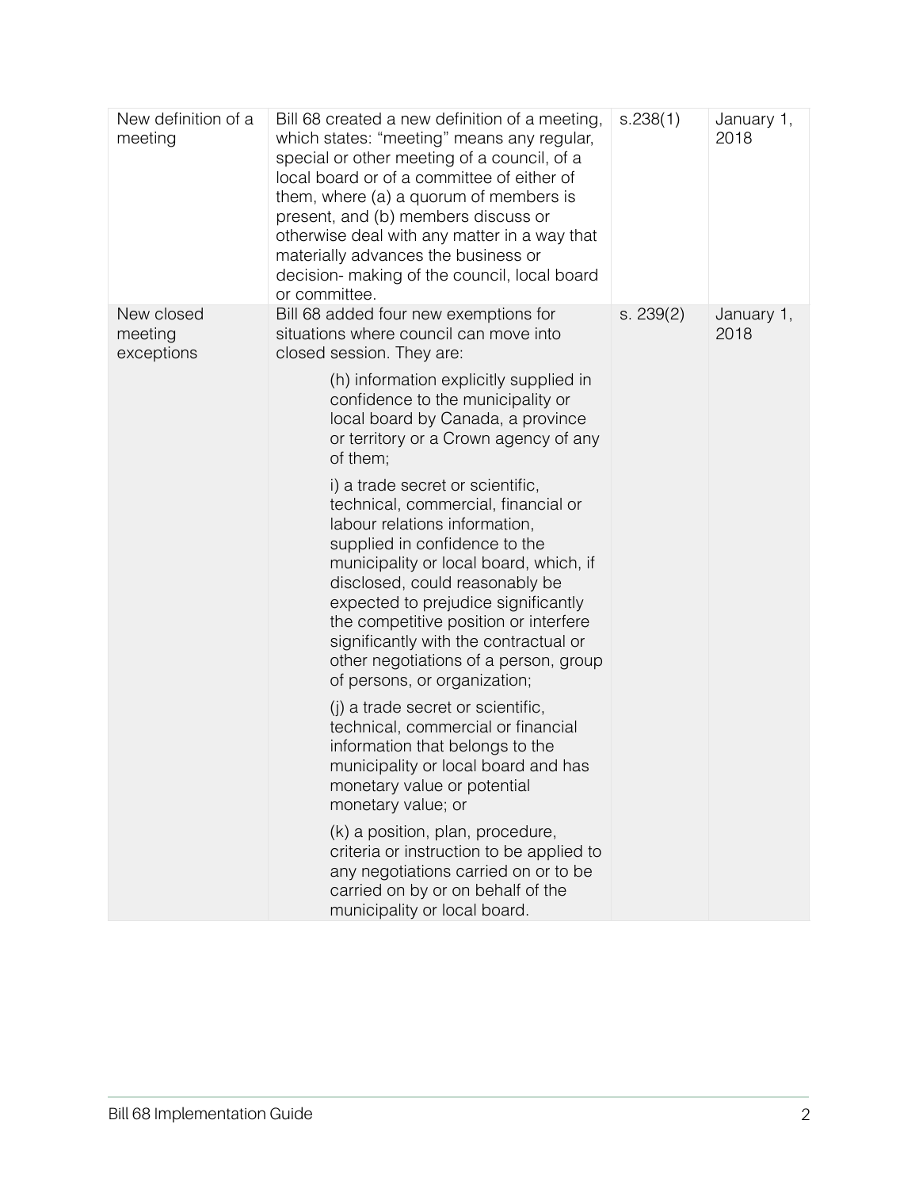| | | | |
|---|---|---|---|
| New definition of a meeting | Bill 68 created a new definition of a meeting, which states: "meeting" means any regular, special or other meeting of a council, of a local board or of a committee of either of them, where (a) a quorum of members is present, and (b) members discuss or otherwise deal with any matter in a way that materially advances the business or decision- making of the council, local board or committee. | s.238(1) | January 1, 2018 |
| New closed meeting exceptions | Bill 68 added four new exemptions for situations where council can move into closed session. They are:<br><br>(h) information explicitly supplied in confidence to the municipality or local board by Canada, a province or territory or a Crown agency of any of them;<br><br>i) a trade secret or scientific, technical, commercial, financial or labour relations information, supplied in confidence to the municipality or local board, which, if disclosed, could reasonably be expected to prejudice significantly the competitive position or interfere significantly with the contractual or other negotiations of a person, group of persons, or organization;<br><br>(j) a trade secret or scientific, technical, commercial or financial information that belongs to the municipality or local board and has monetary value or potential monetary value; or<br><br>(k) a position, plan, procedure, criteria or instruction to be applied to any negotiations carried on or to be carried on by or on behalf of the municipality or local board. | s. 239(2) | January 1, 2018 |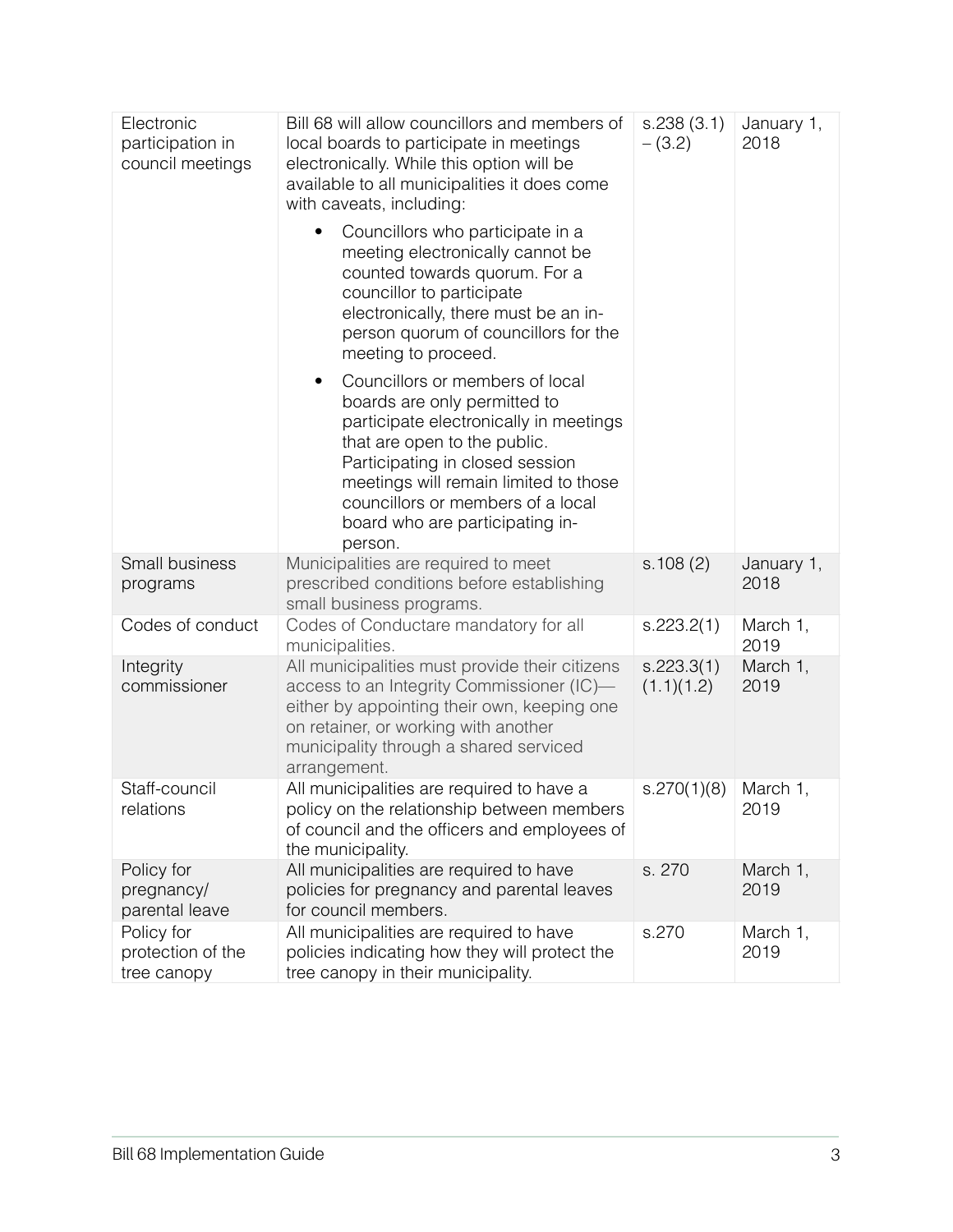| | | | |
|---|---|---|---|
| Electronic participation in council meetings | Bill 68 will allow councillors and members of local boards to participate in meetings electronically. While this option will be available to all municipalities it does come with caveats, including:<br>• Councillors who participate in a meeting electronically cannot be counted towards quorum. For a councillor to participate electronically, there must be an in-person quorum of councillors for the meeting to proceed.<br>• Councillors or members of local boards are only permitted to participate electronically in meetings that are open to the public. Participating in closed session meetings will remain limited to those councillors or members of a local board who are participating in-person. | s.238 (3.1) – (3.2) | January 1, 2018 |
| Small business programs | Municipalities are required to meet prescribed conditions before establishing small business programs. | s.108 (2) | January 1, 2018 |
| Codes of conduct | Codes of Conductare mandatory for all municipalities. | s.223.2(1) | March 1, 2019 |
| Integrity commissioner | All municipalities must provide their citizens access to an Integrity Commissioner (IC)—either by appointing their own, keeping one on retainer, or working with another municipality through a shared serviced arrangement. | s.223.3(1) (1.1)(1.2) | March 1, 2019 |
| Staff-council relations | All municipalities are required to have a policy on the relationship between members of council and the officers and employees of the municipality. | s.270(1)(8) | March 1, 2019 |
| Policy for pregnancy/ parental leave | All municipalities are required to have policies for pregnancy and parental leaves for council members. | s. 270 | March 1, 2019 |
| Policy for protection of the tree canopy | All municipalities are required to have policies indicating how they will protect the tree canopy in their municipality. | s.270 | March 1, 2019 |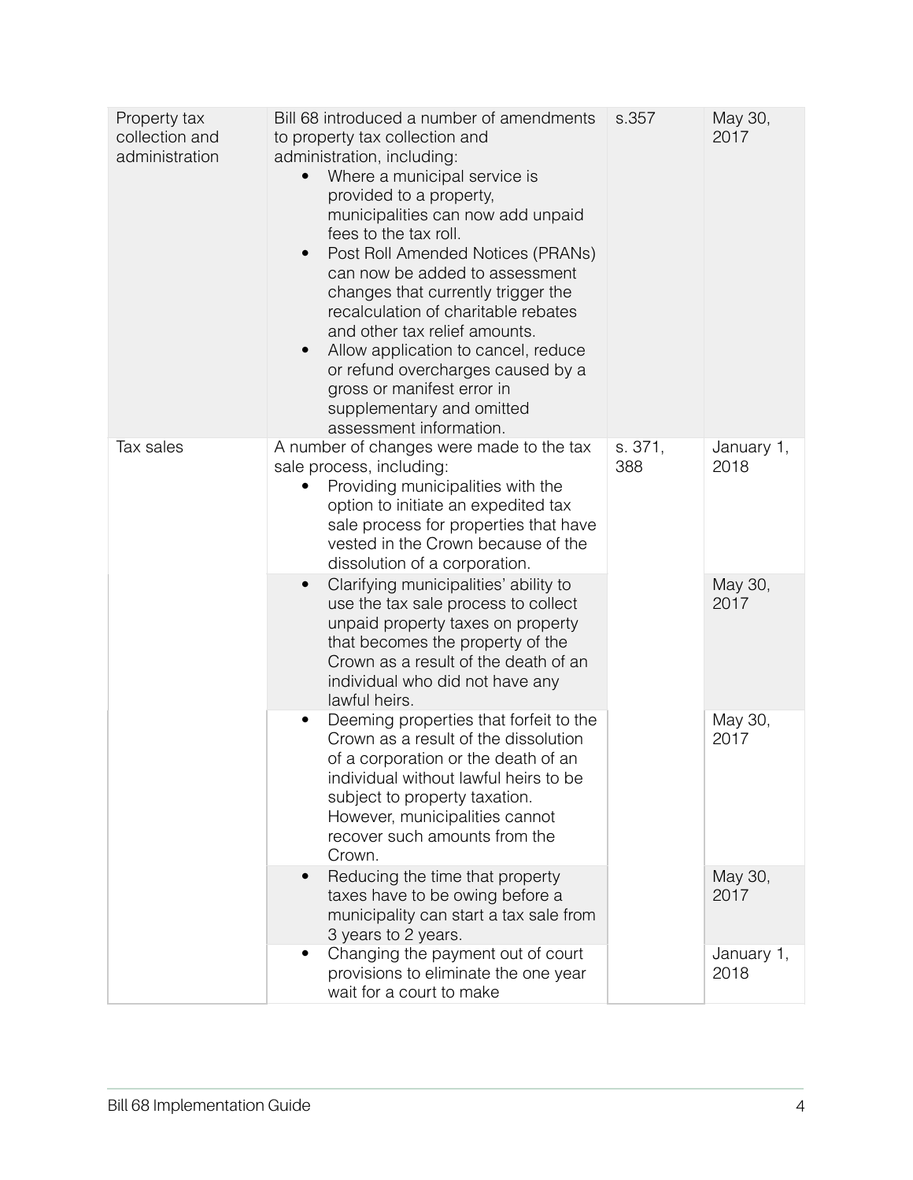| Property tax collection and administration | Bill 68 introduced a number of amendments to property tax collection and administration, including:<br>• Where a municipal service is provided to a property, municipalities can now add unpaid fees to the tax roll.<br>• Post Roll Amended Notices (PRANs) can now be added to assessment changes that currently trigger the recalculation of charitable rebates and other tax relief amounts.<br>• Allow application to cancel, reduce or refund overcharges caused by a gross or manifest error in supplementary and omitted assessment information. | s.357 | May 30, 2017 |
|---|---|---|---|
| Tax sales | A number of changes were made to the tax sale process, including:<br>• Providing municipalities with the option to initiate an expedited tax sale process for properties that have vested in the Crown because of the dissolution of a corporation. | s. 371, 388 | January 1, 2018 |
| | • Clarifying municipalities' ability to use the tax sale process to collect unpaid property taxes on property that becomes the property of the Crown as a result of the death of an individual who did not have any lawful heirs. | | May 30, 2017 |
| | • Deeming properties that forfeit to the Crown as a result of the dissolution of a corporation or the death of an individual without lawful heirs to be subject to property taxation. However, municipalities cannot recover such amounts from the Crown. | | May 30, 2017 |
| | • Reducing the time that property taxes have to be owing before a municipality can start a tax sale from 3 years to 2 years. | | May 30, 2017 |
| | • Changing the payment out of court provisions to eliminate the one year wait for a court to make | | January 1, 2018 |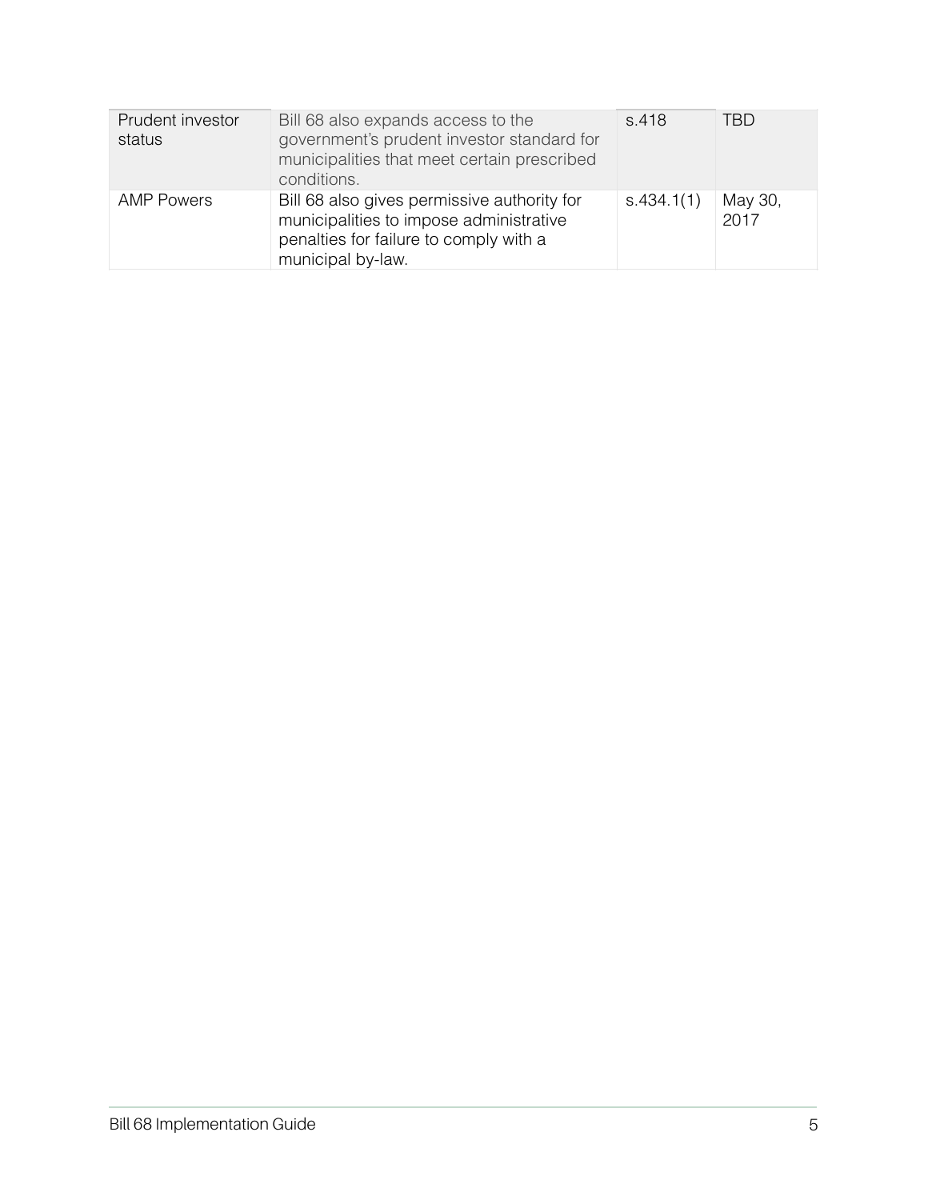| Prudent investor status | Bill 68 also expands access to the government's prudent investor standard for municipalities that meet certain prescribed conditions. | s.418 | TBD |
| --- | --- | --- | --- |
| AMP Powers | Bill 68 also gives permissive authority for municipalities to impose administrative penalties for failure to comply with a municipal by-law. | s.434.1(1) | May 30, 2017 |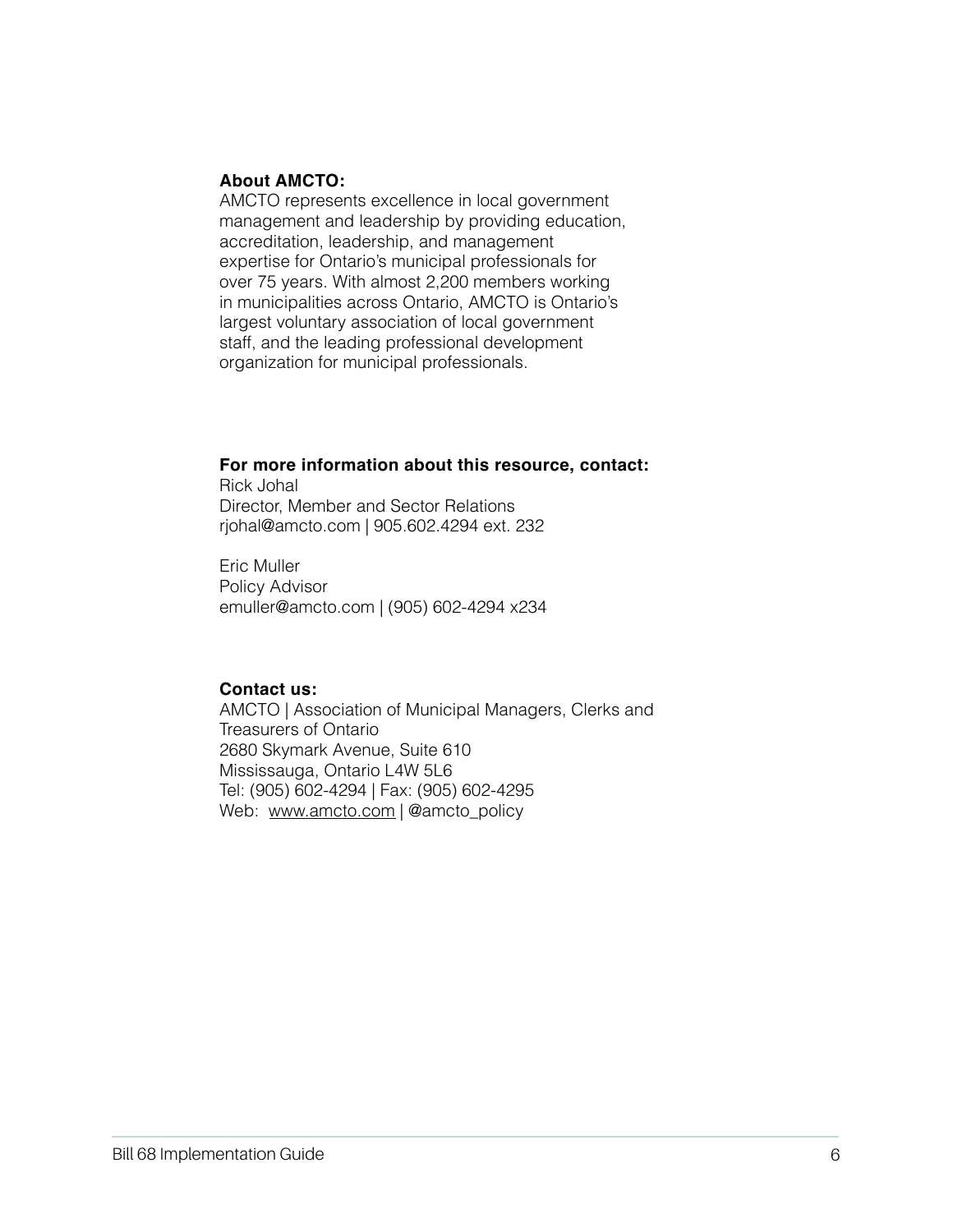**About AMCTO:**

AMCTO represents excellence in local government management and leadership by providing education, accreditation, leadership, and management expertise for Ontario's municipal professionals for over 75 years. With almost 2,200 members working in municipalities across Ontario, AMCTO is Ontario's largest voluntary association of local government staff, and the leading professional development organization for municipal professionals.

**For more information about this resource, contact:**

Rick Johal
Director, Member and Sector Relations
rjohal@amcto.com | 905.602.4294 ext. 232

Eric Muller
Policy Advisor
emuller@amcto.com | (905) 602-4294 x234

**Contact us:**

AMCTO | Association of Municipal Managers, Clerks and Treasurers of Ontario
2680 Skymark Avenue, Suite 610
Mississauga, Ontario L4W 5L6
Tel: (905) 602-4294 | Fax: (905) 602-4295
Web: www.amcto.com | @amcto_policy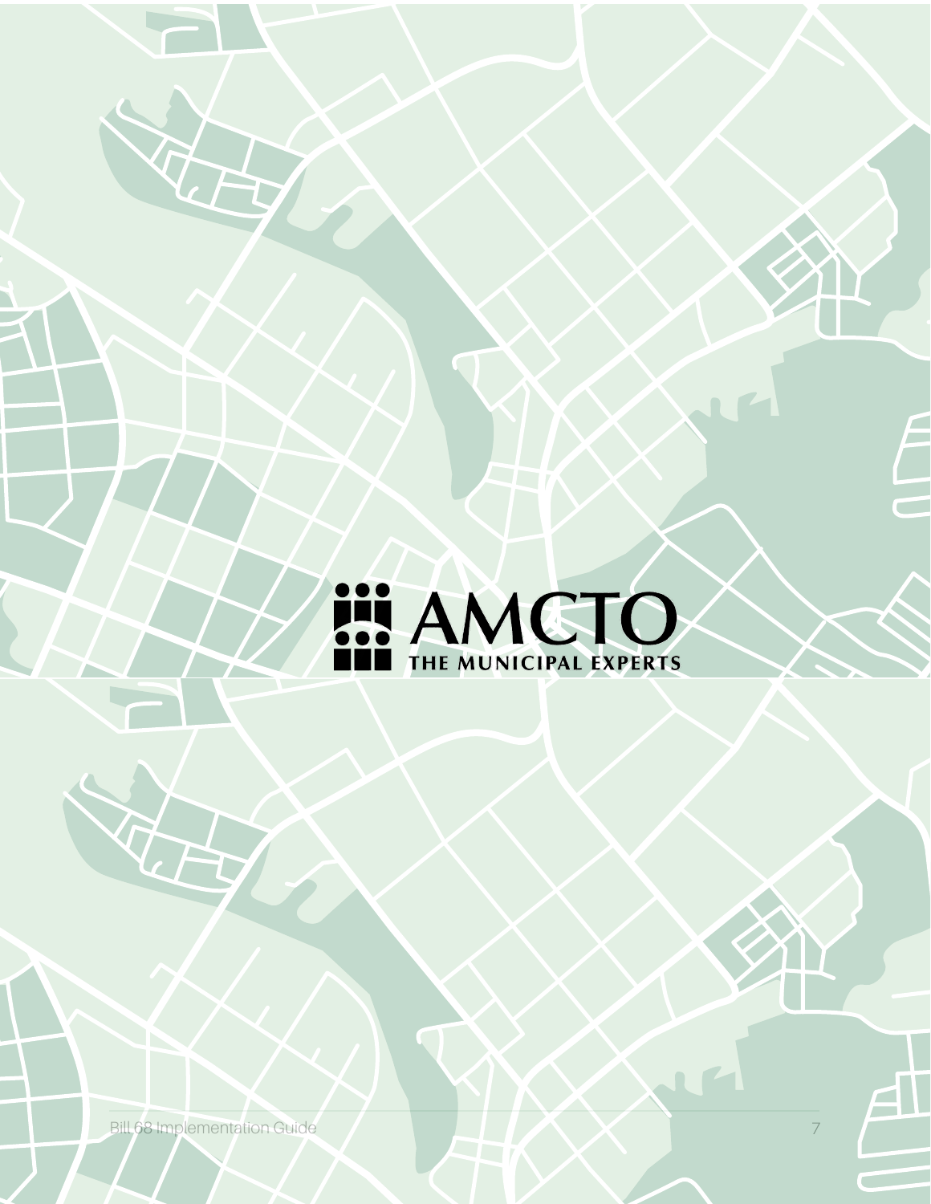AMCTO

THE MUNICIPAL EXPERTS